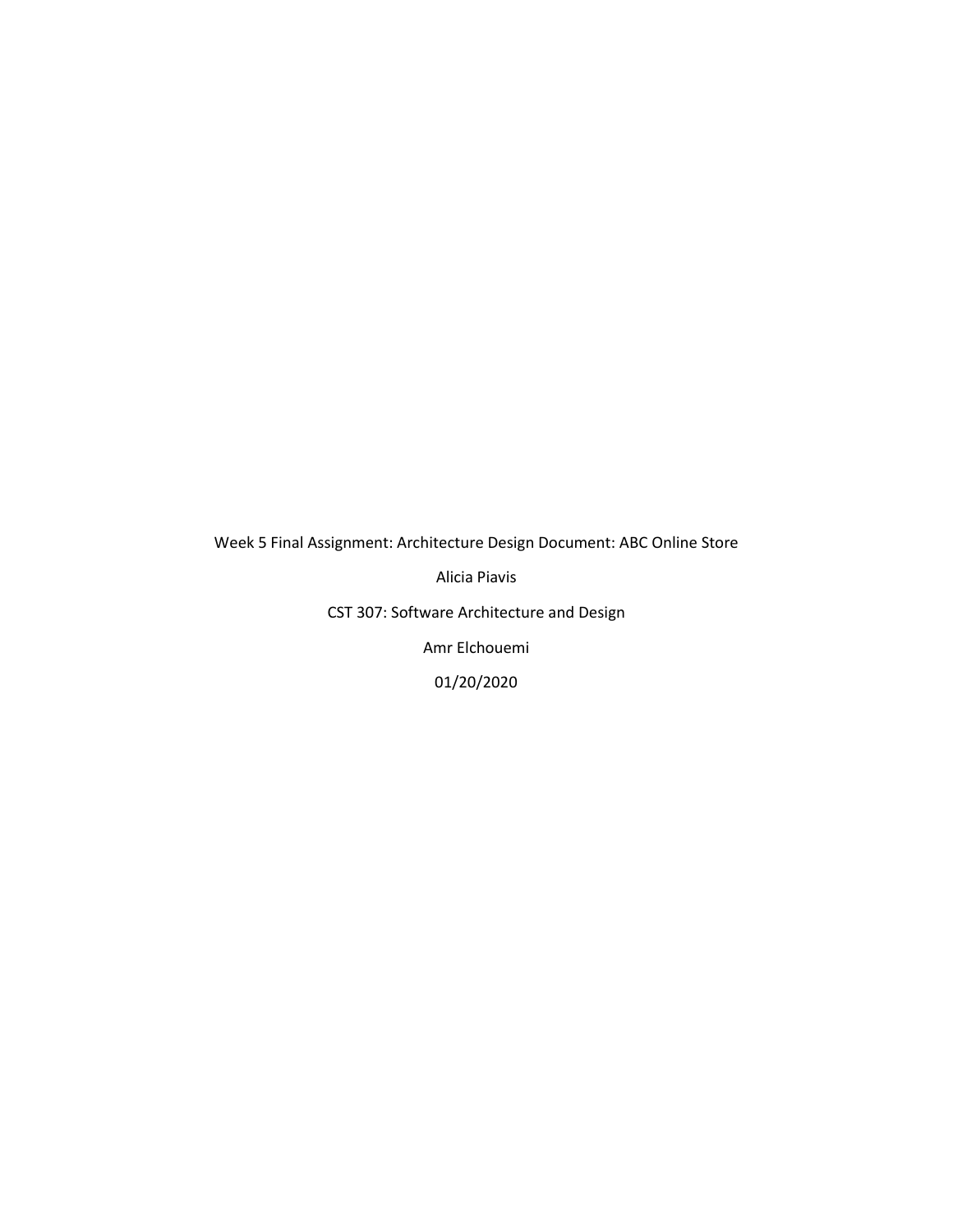Week 5 Final Assignment: Architecture Design Document: ABC Online Store

Alicia Piavis

CST 307: Software Architecture and Design

Amr Elchouemi

01/20/2020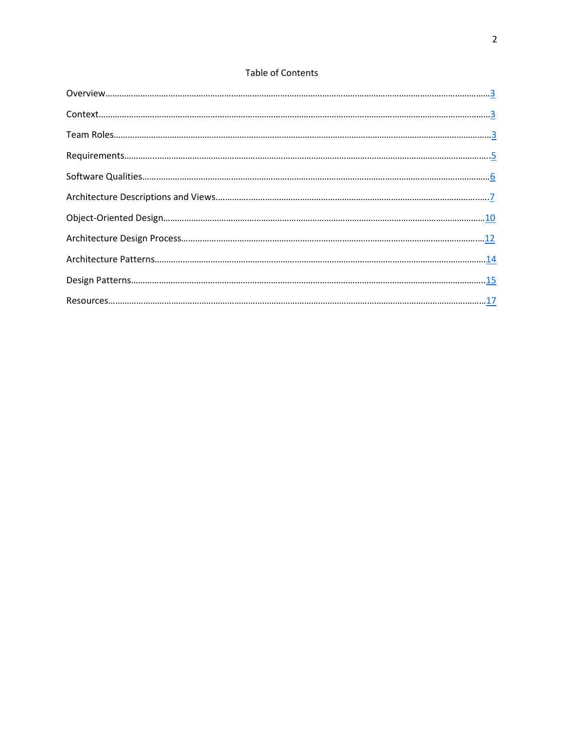# Table of Contents

Overview……………………………………………………………………………………………………………………………………3

Context………………………………………………………………………………………………………………………………………3

Team Roles…………………………………………………………………………………………………………………………………3

Requirements………………………………………………………………………………………………………………………………5

Software Qualities…………………………………………………………………………………………………………………………6

Architecture Descriptions and Views………………………………………………………………………………………………7

Object-Oriented Design…………………………………………………………………………………………………………………10

Architecture Design Process……………………………………………………………………………………………………………12

Architecture Patterns……………………………………………………………………………………………………………………14

Design Patterns……………………………………………………………………………………………………………………………15

Resources……………………………………………………………………………………………………………………………………17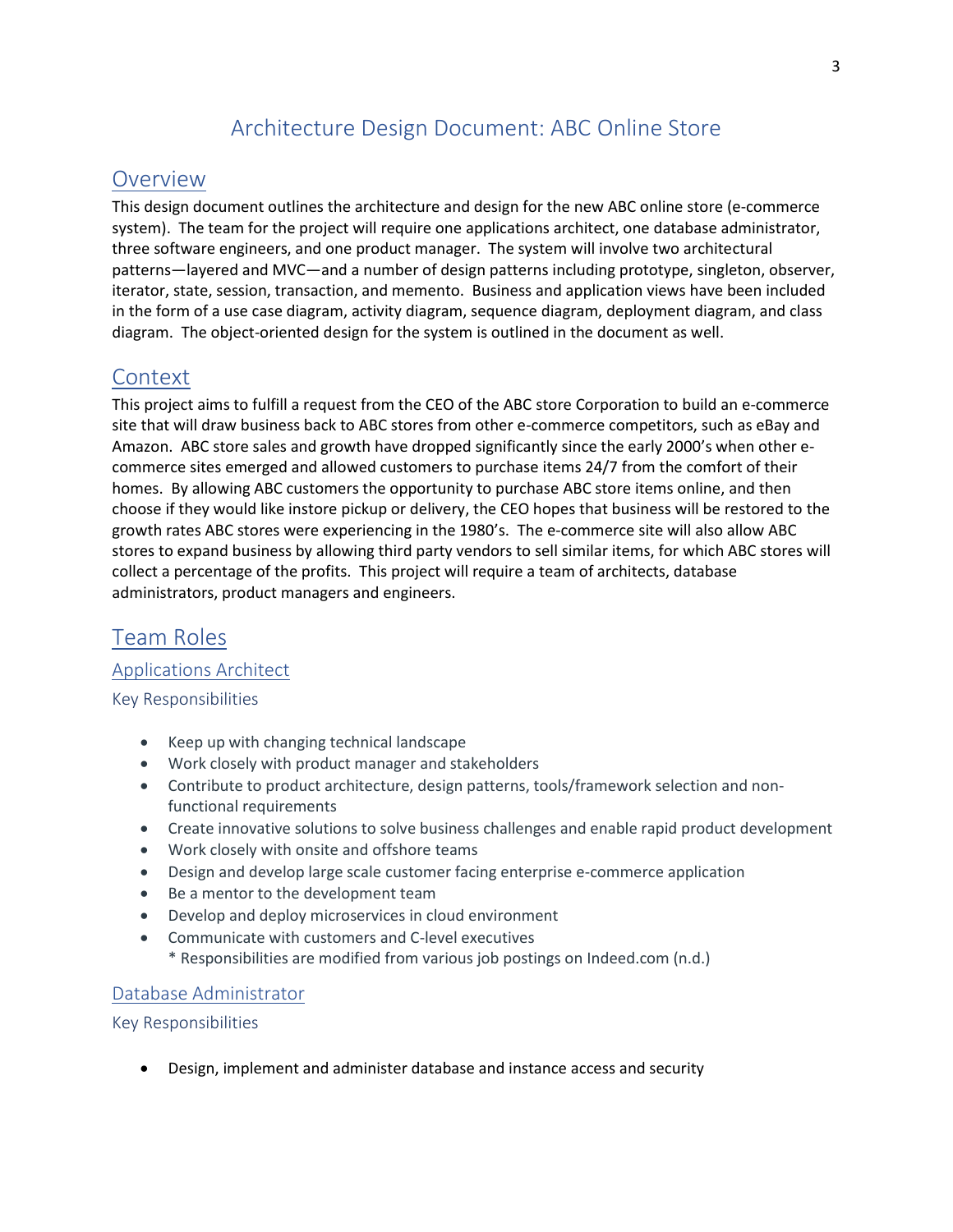# Architecture Design Document: ABC Online Store

## Overview

This design document outlines the architecture and design for the new ABC online store (e-commerce system). The team for the project will require one applications architect, one database administrator, three software engineers, and one product manager. The system will involve two architectural patterns—layered and MVC—and a number of design patterns including prototype, singleton, observer, iterator, state, session, transaction, and memento. Business and application views have been included in the form of a use case diagram, activity diagram, sequence diagram, deployment diagram, and class diagram. The object-oriented design for the system is outlined in the document as well.

## Context

This project aims to fulfill a request from the CEO of the ABC store Corporation to build an e-commerce site that will draw business back to ABC stores from other e-commerce competitors, such as eBay and Amazon. ABC store sales and growth have dropped significantly since the early 2000's when other e-commerce sites emerged and allowed customers to purchase items 24/7 from the comfort of their homes. By allowing ABC customers the opportunity to purchase ABC store items online, and then choose if they would like instore pickup or delivery, the CEO hopes that business will be restored to the growth rates ABC stores were experiencing in the 1980's. The e-commerce site will also allow ABC stores to expand business by allowing third party vendors to sell similar items, for which ABC stores will collect a percentage of the profits. This project will require a team of architects, database administrators, product managers and engineers.

## Team Roles

### Applications Architect

#### Key Responsibilities

- Keep up with changing technical landscape
- Work closely with product manager and stakeholders
- Contribute to product architecture, design patterns, tools/framework selection and non-functional requirements
- Create innovative solutions to solve business challenges and enable rapid product development
- Work closely with onsite and offshore teams
- Design and develop large scale customer facing enterprise e-commerce application
- Be a mentor to the development team
- Develop and deploy microservices in cloud environment
- Communicate with customers and C-level executives
  * Responsibilities are modified from various job postings on Indeed.com (n.d.)

### Database Administrator

#### Key Responsibilities

- Design, implement and administer database and instance access and security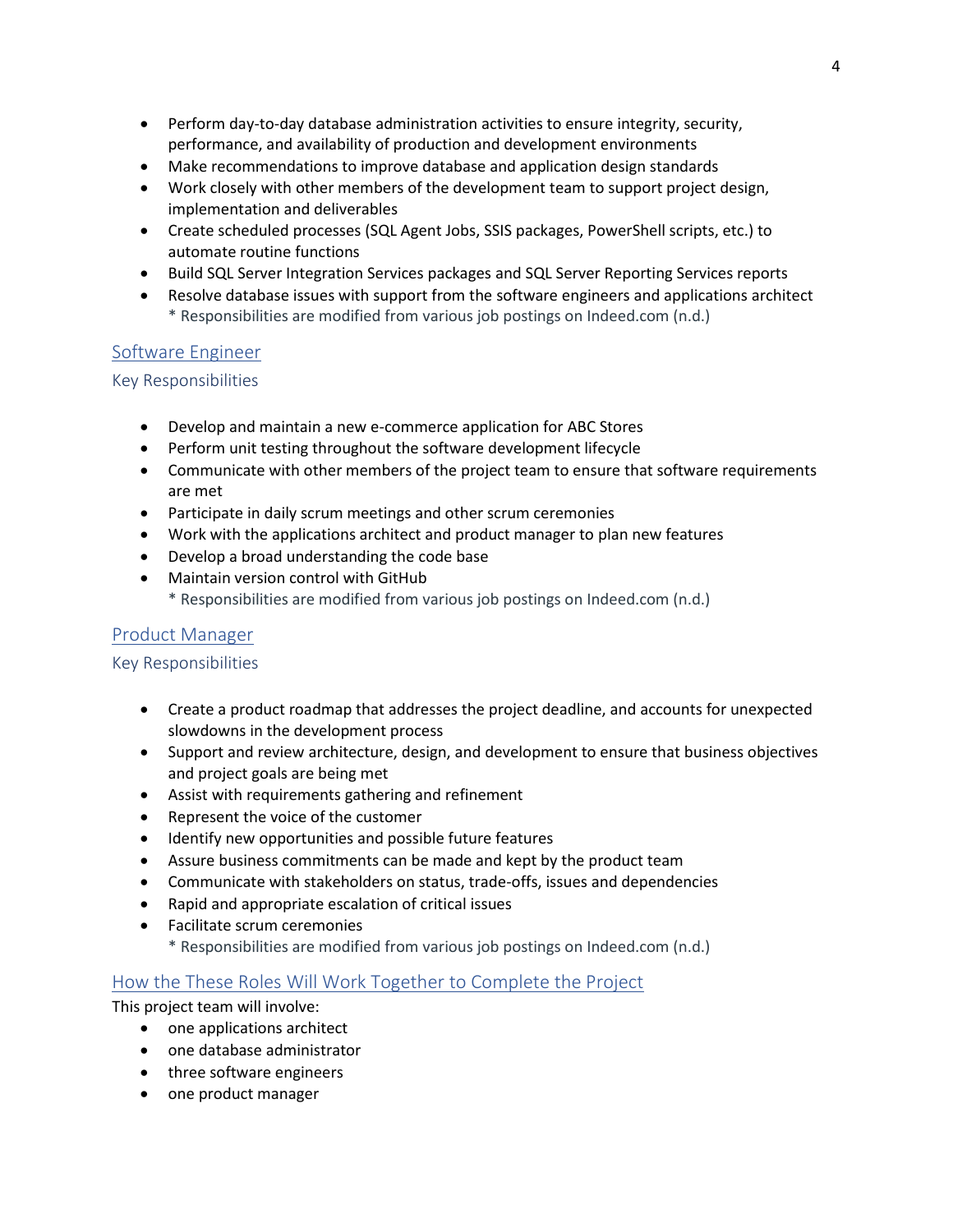- Perform day-to-day database administration activities to ensure integrity, security, performance, and availability of production and development environments
- Make recommendations to improve database and application design standards
- Work closely with other members of the development team to support project design, implementation and deliverables
- Create scheduled processes (SQL Agent Jobs, SSIS packages, PowerShell scripts, etc.) to automate routine functions
- Build SQL Server Integration Services packages and SQL Server Reporting Services reports
- Resolve database issues with support from the software engineers and applications architect
  * Responsibilities are modified from various job postings on Indeed.com (n.d.)

## Software Engineer

### Key Responsibilities

- Develop and maintain a new e-commerce application for ABC Stores
- Perform unit testing throughout the software development lifecycle
- Communicate with other members of the project team to ensure that software requirements are met
- Participate in daily scrum meetings and other scrum ceremonies
- Work with the applications architect and product manager to plan new features
- Develop a broad understanding the code base
- Maintain version control with GitHub
  * Responsibilities are modified from various job postings on Indeed.com (n.d.)

## Product Manager

### Key Responsibilities

- Create a product roadmap that addresses the project deadline, and accounts for unexpected slowdowns in the development process
- Support and review architecture, design, and development to ensure that business objectives and project goals are being met
- Assist with requirements gathering and refinement
- Represent the voice of the customer
- Identify new opportunities and possible future features
- Assure business commitments can be made and kept by the product team
- Communicate with stakeholders on status, trade-offs, issues and dependencies
- Rapid and appropriate escalation of critical issues
- Facilitate scrum ceremonies
  * Responsibilities are modified from various job postings on Indeed.com (n.d.)

## How the These Roles Will Work Together to Complete the Project

This project team will involve:

- one applications architect
- one database administrator
- three software engineers
- one product manager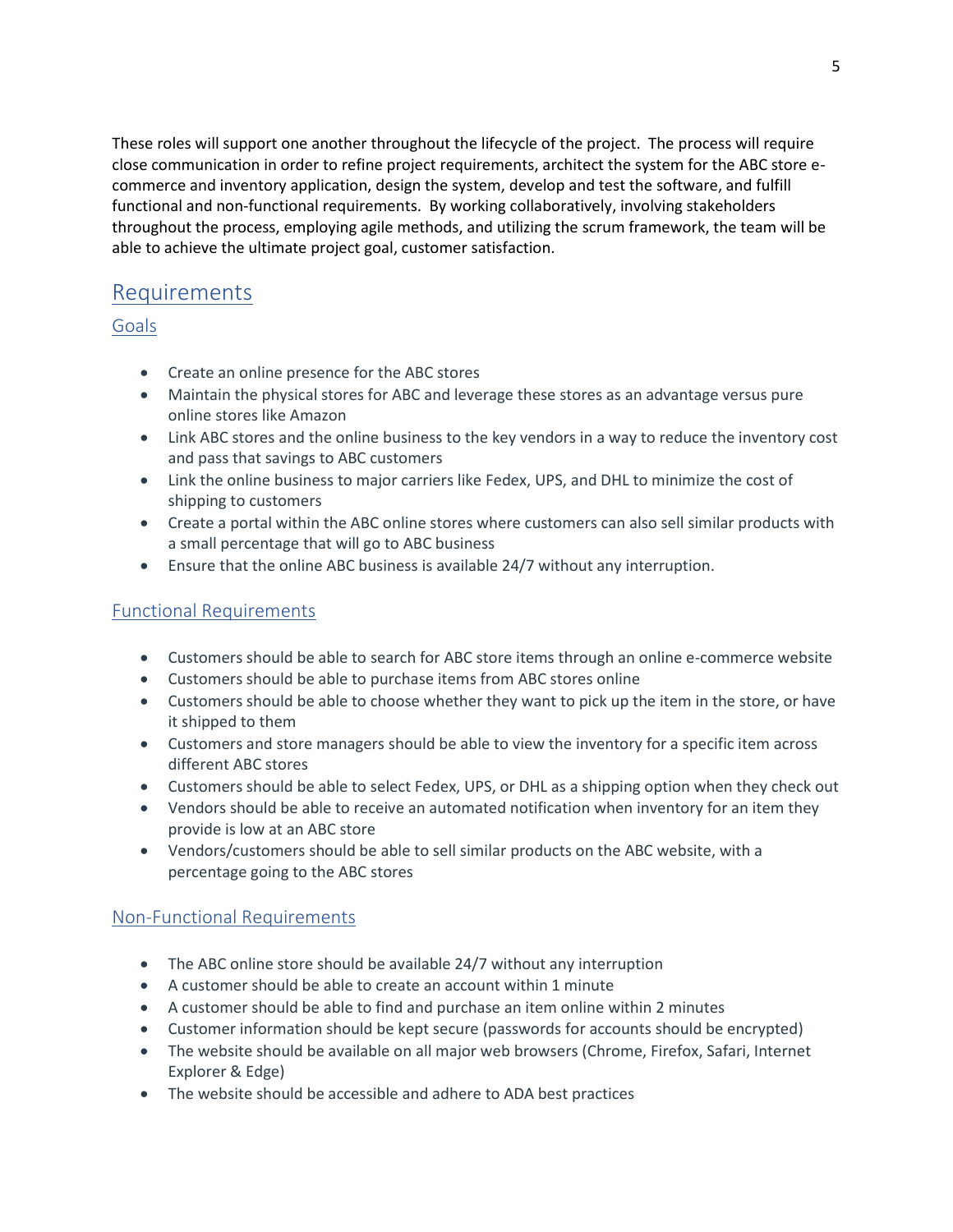These roles will support one another throughout the lifecycle of the project. The process will require close communication in order to refine project requirements, architect the system for the ABC store e-commerce and inventory application, design the system, develop and test the software, and fulfill functional and non-functional requirements. By working collaboratively, involving stakeholders throughout the process, employing agile methods, and utilizing the scrum framework, the team will be able to achieve the ultimate project goal, customer satisfaction.

# Requirements

## Goals

- Create an online presence for the ABC stores
- Maintain the physical stores for ABC and leverage these stores as an advantage versus pure online stores like Amazon
- Link ABC stores and the online business to the key vendors in a way to reduce the inventory cost and pass that savings to ABC customers
- Link the online business to major carriers like Fedex, UPS, and DHL to minimize the cost of shipping to customers
- Create a portal within the ABC online stores where customers can also sell similar products with a small percentage that will go to ABC business
- Ensure that the online ABC business is available 24/7 without any interruption.

## Functional Requirements

- Customers should be able to search for ABC store items through an online e-commerce website
- Customers should be able to purchase items from ABC stores online
- Customers should be able to choose whether they want to pick up the item in the store, or have it shipped to them
- Customers and store managers should be able to view the inventory for a specific item across different ABC stores
- Customers should be able to select Fedex, UPS, or DHL as a shipping option when they check out
- Vendors should be able to receive an automated notification when inventory for an item they provide is low at an ABC store
- Vendors/customers should be able to sell similar products on the ABC website, with a percentage going to the ABC stores

## Non-Functional Requirements

- The ABC online store should be available 24/7 without any interruption
- A customer should be able to create an account within 1 minute
- A customer should be able to find and purchase an item online within 2 minutes
- Customer information should be kept secure (passwords for accounts should be encrypted)
- The website should be available on all major web browsers (Chrome, Firefox, Safari, Internet Explorer & Edge)
- The website should be accessible and adhere to ADA best practices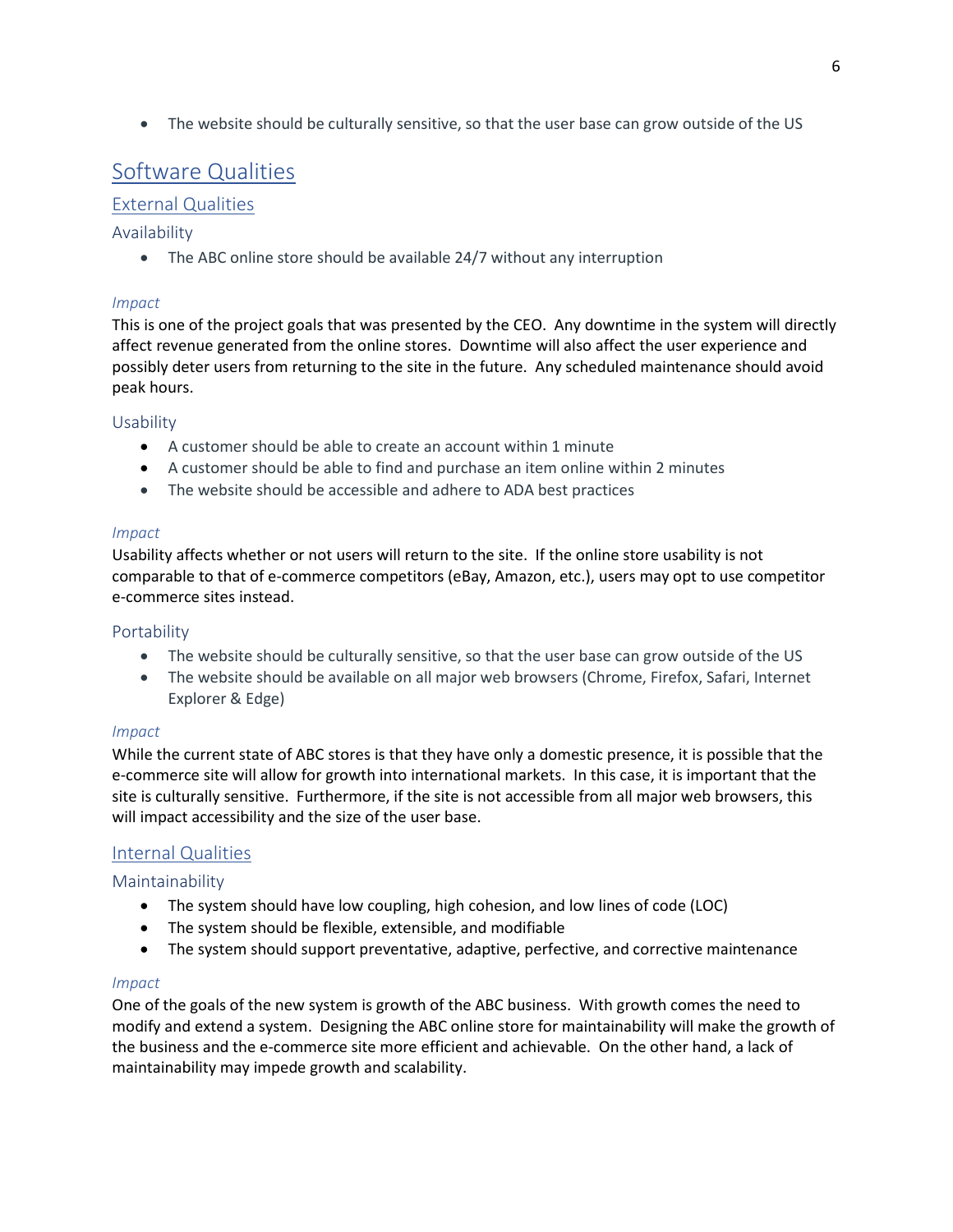- The website should be culturally sensitive, so that the user base can grow outside of the US

# Software Qualities

## External Qualities

### Availability

- The ABC online store should be available 24/7 without any interruption

#### *Impact*

This is one of the project goals that was presented by the CEO. Any downtime in the system will directly affect revenue generated from the online stores. Downtime will also affect the user experience and possibly deter users from returning to the site in the future. Any scheduled maintenance should avoid peak hours.

### Usability

- A customer should be able to create an account within 1 minute
- A customer should be able to find and purchase an item online within 2 minutes
- The website should be accessible and adhere to ADA best practices

#### *Impact*

Usability affects whether or not users will return to the site. If the online store usability is not comparable to that of e-commerce competitors (eBay, Amazon, etc.), users may opt to use competitor e-commerce sites instead.

### Portability

- The website should be culturally sensitive, so that the user base can grow outside of the US
- The website should be available on all major web browsers (Chrome, Firefox, Safari, Internet Explorer & Edge)

#### *Impact*

While the current state of ABC stores is that they have only a domestic presence, it is possible that the e-commerce site will allow for growth into international markets. In this case, it is important that the site is culturally sensitive. Furthermore, if the site is not accessible from all major web browsers, this will impact accessibility and the size of the user base.

## Internal Qualities

### Maintainability

- The system should have low coupling, high cohesion, and low lines of code (LOC)
- The system should be flexible, extensible, and modifiable
- The system should support preventative, adaptive, perfective, and corrective maintenance

#### *Impact*

One of the goals of the new system is growth of the ABC business. With growth comes the need to modify and extend a system. Designing the ABC online store for maintainability will make the growth of the business and the e-commerce site more efficient and achievable. On the other hand, a lack of maintainability may impede growth and scalability.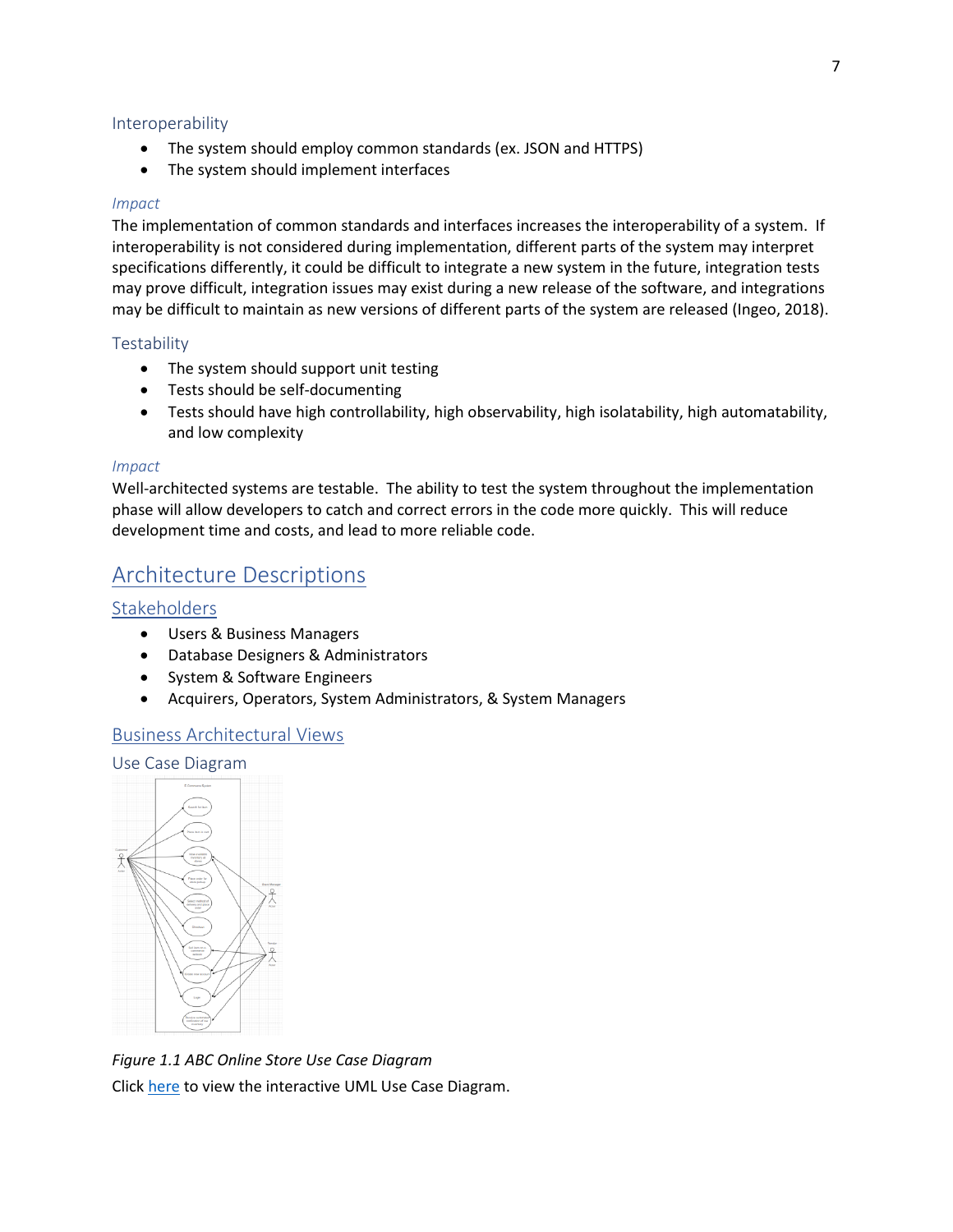### Interoperability

- The system should employ common standards (ex. JSON and HTTPS)
- The system should implement interfaces

#### *Impact*

The implementation of common standards and interfaces increases the interoperability of a system. If interoperability is not considered during implementation, different parts of the system may interpret specifications differently, it could be difficult to integrate a new system in the future, integration tests may prove difficult, integration issues may exist during a new release of the software, and integrations may be difficult to maintain as new versions of different parts of the system are released (Ingeo, 2018).

### Testability

- The system should support unit testing
- Tests should be self-documenting
- Tests should have high controllability, high observability, high isolatability, high automatability, and low complexity

#### *Impact*

Well-architected systems are testable. The ability to test the system throughout the implementation phase will allow developers to catch and correct errors in the code more quickly. This will reduce development time and costs, and lead to more reliable code.

# Architecture Descriptions

## Stakeholders

- Users & Business Managers
- Database Designers & Administrators
- System & Software Engineers
- Acquirers, Operators, System Administrators, & System Managers

## Business Architectural Views

### Use Case Diagram

*Figure 1.1 ABC Online Store Use Case Diagram*

Click here to view the interactive UML Use Case Diagram.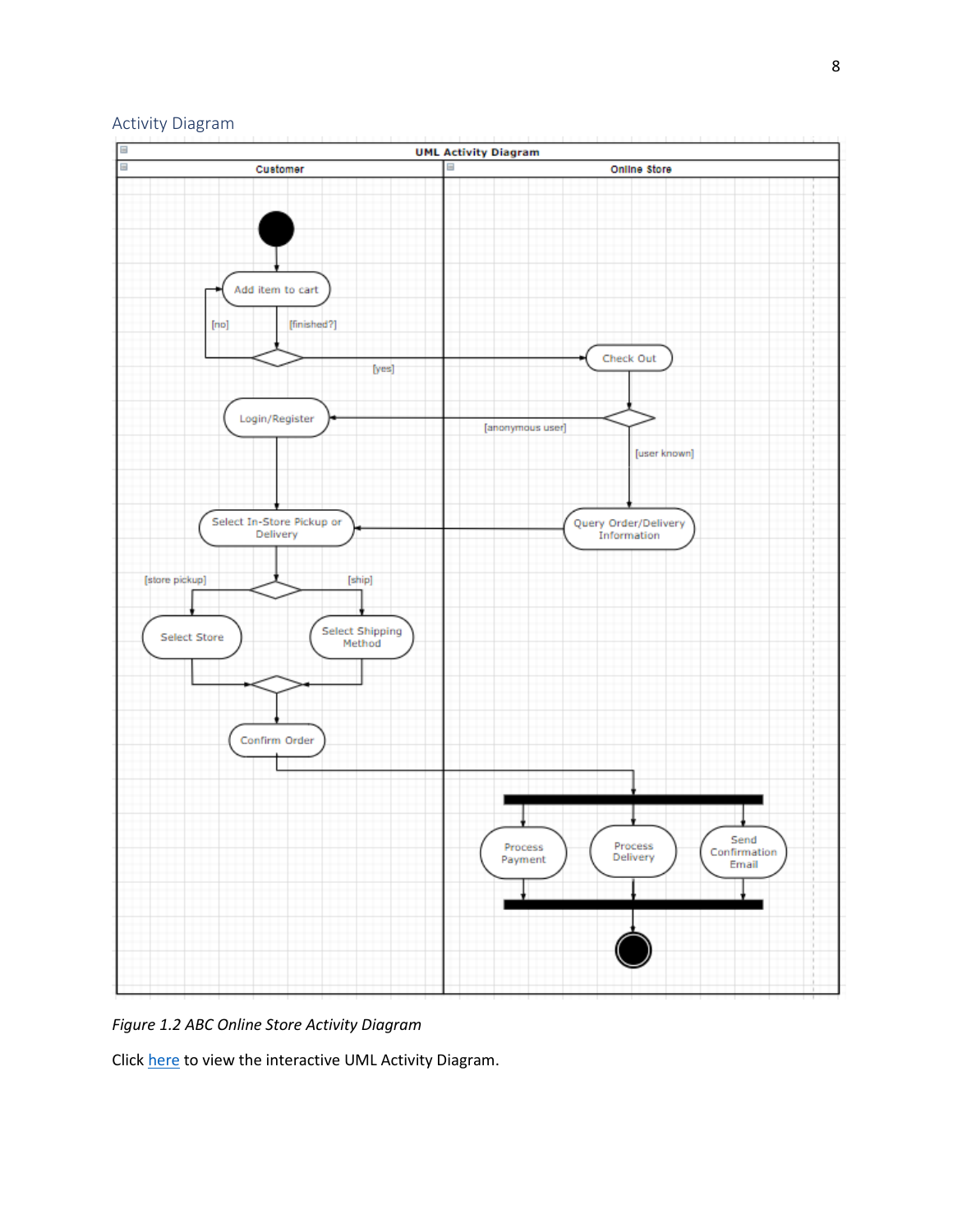## Activity Diagram

*Figure 1.2 ABC Online Store Activity Diagram*

Click here to view the interactive UML Activity Diagram.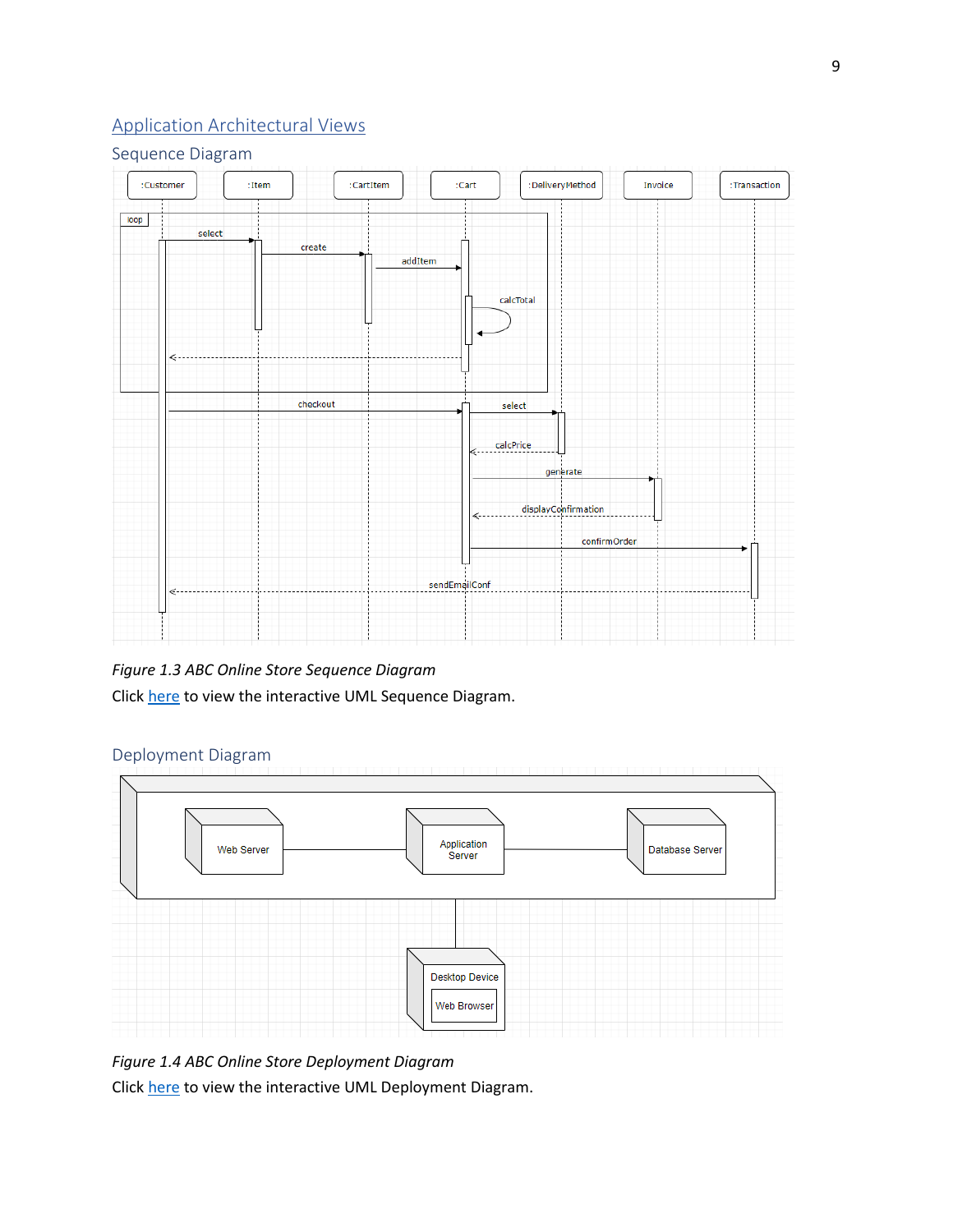## Application Architectural Views

### Sequence Diagram

*Figure 1.3 ABC Online Store Sequence Diagram*

Click here to view the interactive UML Sequence Diagram.

### Deployment Diagram

*Figure 1.4 ABC Online Store Deployment Diagram*

Click here to view the interactive UML Deployment Diagram.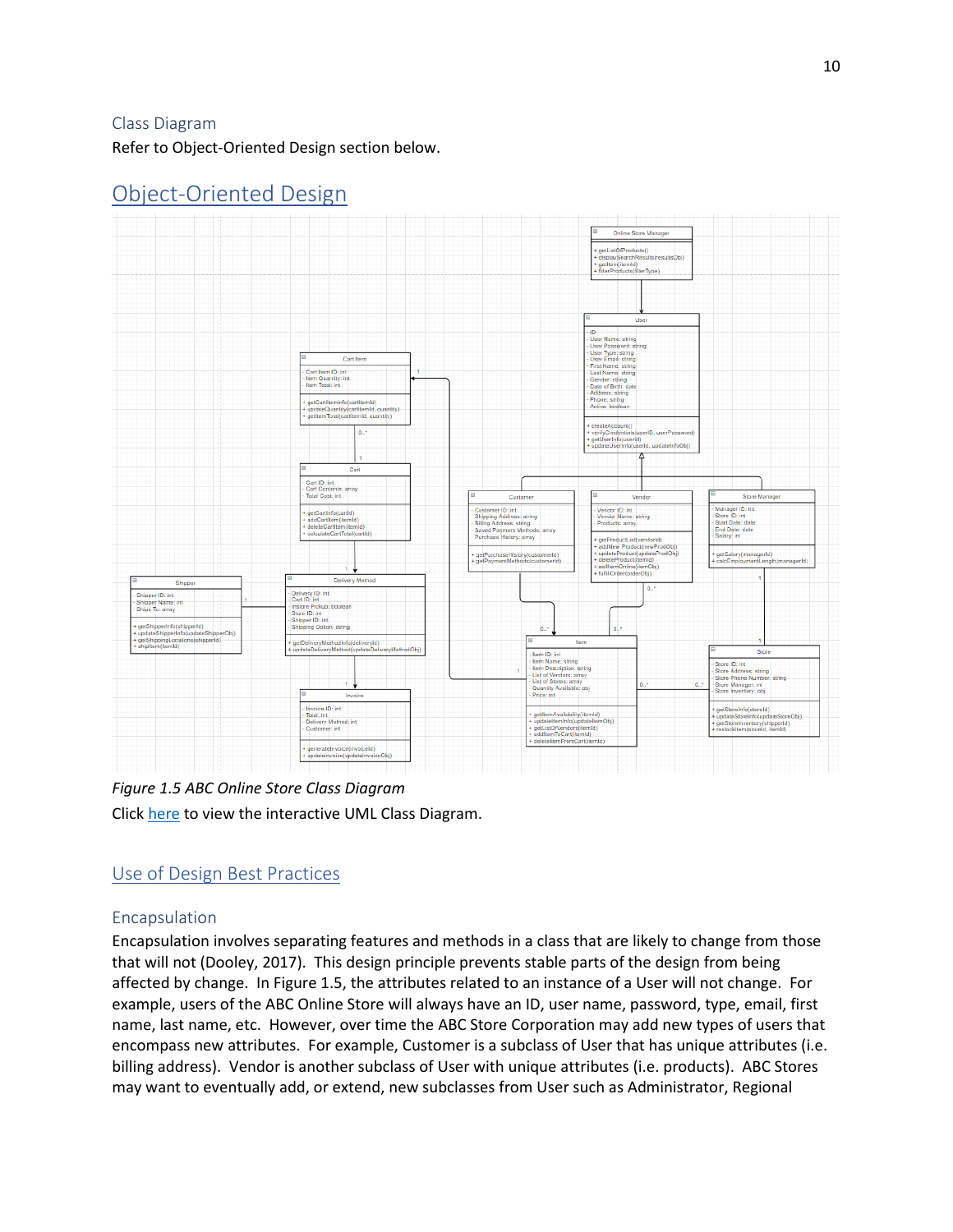### Class Diagram

Refer to Object-Oriented Design section below.

## Object-Oriented Design

*Figure 1.5 ABC Online Store Class Diagram*

Click here to view the interactive UML Class Diagram.

## Use of Design Best Practices

### Encapsulation

Encapsulation involves separating features and methods in a class that are likely to change from those that will not (Dooley, 2017). This design principle prevents stable parts of the design from being affected by change. In Figure 1.5, the attributes related to an instance of a User will not change. For example, users of the ABC Online Store will always have an ID, user name, password, type, email, first name, last name, etc. However, over time the ABC Store Corporation may add new types of users that encompass new attributes. For example, Customer is a subclass of User that has unique attributes (i.e. billing address). Vendor is another subclass of User with unique attributes (i.e. products). ABC Stores may want to eventually add, or extend, new subclasses from User such as Administrator, Regional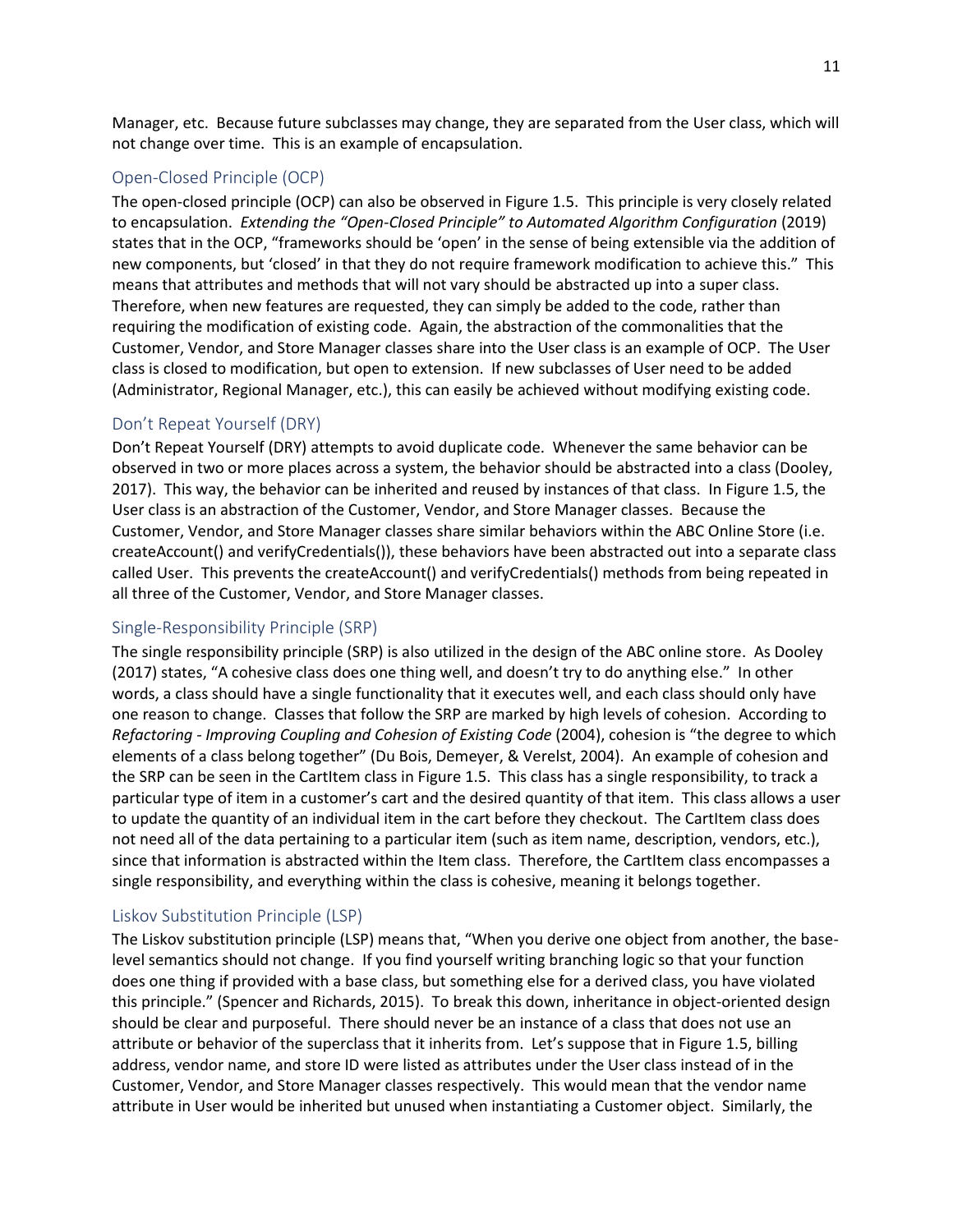Manager, etc. Because future subclasses may change, they are separated from the User class, which will not change over time. This is an example of encapsulation.

## Open-Closed Principle (OCP)

The open-closed principle (OCP) can also be observed in Figure 1.5. This principle is very closely related to encapsulation. *Extending the "Open-Closed Principle" to Automated Algorithm Configuration* (2019) states that in the OCP, "frameworks should be 'open' in the sense of being extensible via the addition of new components, but 'closed' in that they do not require framework modification to achieve this." This means that attributes and methods that will not vary should be abstracted up into a super class. Therefore, when new features are requested, they can simply be added to the code, rather than requiring the modification of existing code. Again, the abstraction of the commonalities that the Customer, Vendor, and Store Manager classes share into the User class is an example of OCP. The User class is closed to modification, but open to extension. If new subclasses of User need to be added (Administrator, Regional Manager, etc.), this can easily be achieved without modifying existing code.

## Don't Repeat Yourself (DRY)

Don't Repeat Yourself (DRY) attempts to avoid duplicate code. Whenever the same behavior can be observed in two or more places across a system, the behavior should be abstracted into a class (Dooley, 2017). This way, the behavior can be inherited and reused by instances of that class. In Figure 1.5, the User class is an abstraction of the Customer, Vendor, and Store Manager classes. Because the Customer, Vendor, and Store Manager classes share similar behaviors within the ABC Online Store (i.e. createAccount() and verifyCredentials()), these behaviors have been abstracted out into a separate class called User. This prevents the createAccount() and verifyCredentials() methods from being repeated in all three of the Customer, Vendor, and Store Manager classes.

## Single-Responsibility Principle (SRP)

The single responsibility principle (SRP) is also utilized in the design of the ABC online store. As Dooley (2017) states, "A cohesive class does one thing well, and doesn't try to do anything else." In other words, a class should have a single functionality that it executes well, and each class should only have one reason to change. Classes that follow the SRP are marked by high levels of cohesion. According to *Refactoring - Improving Coupling and Cohesion of Existing Code* (2004), cohesion is "the degree to which elements of a class belong together" (Du Bois, Demeyer, & Verelst, 2004). An example of cohesion and the SRP can be seen in the CartItem class in Figure 1.5. This class has a single responsibility, to track a particular type of item in a customer's cart and the desired quantity of that item. This class allows a user to update the quantity of an individual item in the cart before they checkout. The CartItem class does not need all of the data pertaining to a particular item (such as item name, description, vendors, etc.), since that information is abstracted within the Item class. Therefore, the CartItem class encompasses a single responsibility, and everything within the class is cohesive, meaning it belongs together.

## Liskov Substitution Principle (LSP)

The Liskov substitution principle (LSP) means that, "When you derive one object from another, the base-level semantics should not change. If you find yourself writing branching logic so that your function does one thing if provided with a base class, but something else for a derived class, you have violated this principle." (Spencer and Richards, 2015). To break this down, inheritance in object-oriented design should be clear and purposeful. There should never be an instance of a class that does not use an attribute or behavior of the superclass that it inherits from. Let's suppose that in Figure 1.5, billing address, vendor name, and store ID were listed as attributes under the User class instead of in the Customer, Vendor, and Store Manager classes respectively. This would mean that the vendor name attribute in User would be inherited but unused when instantiating a Customer object. Similarly, the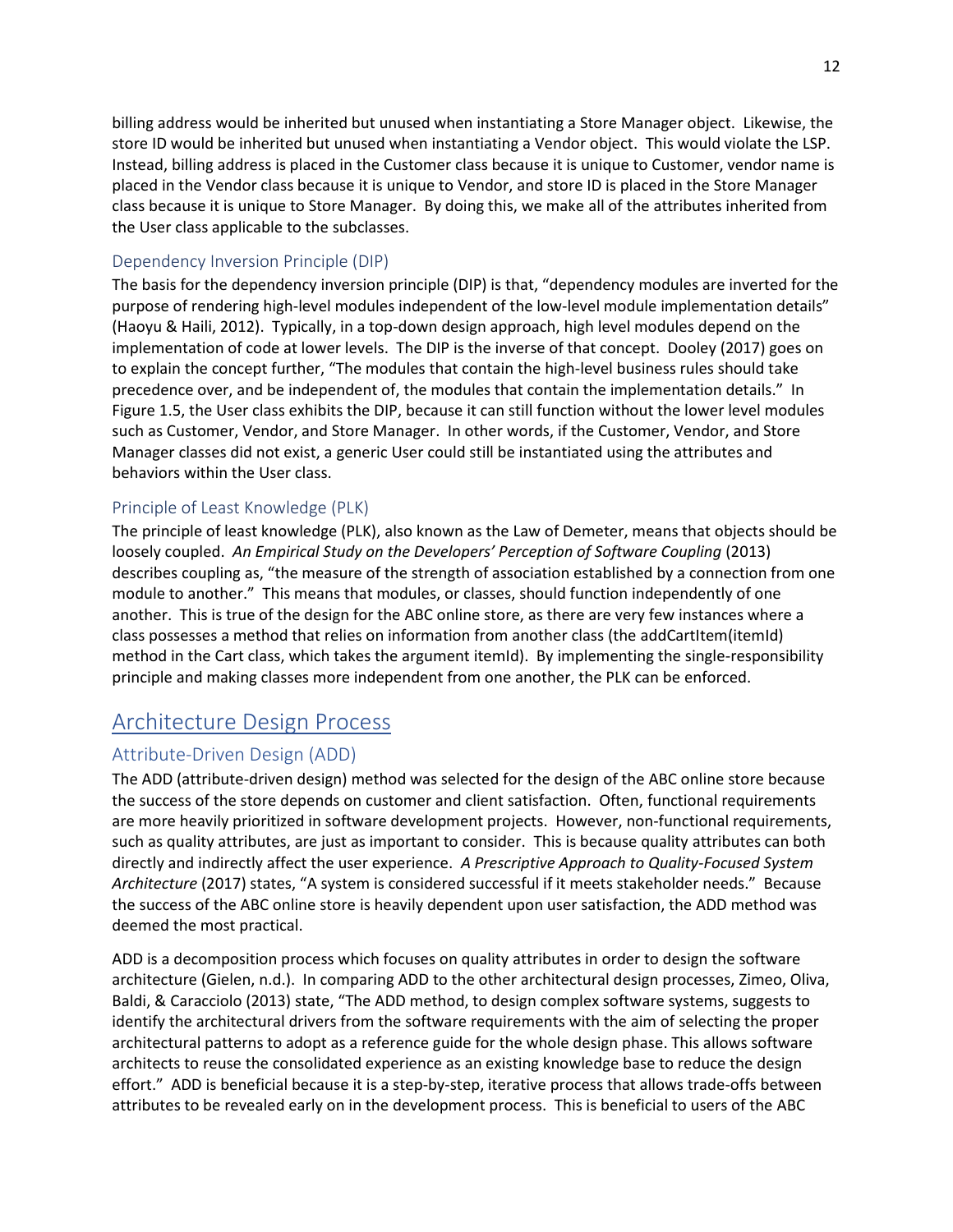billing address would be inherited but unused when instantiating a Store Manager object. Likewise, the store ID would be inherited but unused when instantiating a Vendor object. This would violate the LSP. Instead, billing address is placed in the Customer class because it is unique to Customer, vendor name is placed in the Vendor class because it is unique to Vendor, and store ID is placed in the Store Manager class because it is unique to Store Manager. By doing this, we make all of the attributes inherited from the User class applicable to the subclasses.

### Dependency Inversion Principle (DIP)

The basis for the dependency inversion principle (DIP) is that, "dependency modules are inverted for the purpose of rendering high-level modules independent of the low-level module implementation details" (Haoyu & Haili, 2012). Typically, in a top-down design approach, high level modules depend on the implementation of code at lower levels. The DIP is the inverse of that concept. Dooley (2017) goes on to explain the concept further, "The modules that contain the high-level business rules should take precedence over, and be independent of, the modules that contain the implementation details." In Figure 1.5, the User class exhibits the DIP, because it can still function without the lower level modules such as Customer, Vendor, and Store Manager. In other words, if the Customer, Vendor, and Store Manager classes did not exist, a generic User could still be instantiated using the attributes and behaviors within the User class.

### Principle of Least Knowledge (PLK)

The principle of least knowledge (PLK), also known as the Law of Demeter, means that objects should be loosely coupled. *An Empirical Study on the Developers' Perception of Software Coupling* (2013) describes coupling as, "the measure of the strength of association established by a connection from one module to another." This means that modules, or classes, should function independently of one another. This is true of the design for the ABC online store, as there are very few instances where a class possesses a method that relies on information from another class (the addCartItem(itemId) method in the Cart class, which takes the argument itemId). By implementing the single-responsibility principle and making classes more independent from one another, the PLK can be enforced.

## Architecture Design Process

### Attribute-Driven Design (ADD)

The ADD (attribute-driven design) method was selected for the design of the ABC online store because the success of the store depends on customer and client satisfaction. Often, functional requirements are more heavily prioritized in software development projects. However, non-functional requirements, such as quality attributes, are just as important to consider. This is because quality attributes can both directly and indirectly affect the user experience. *A Prescriptive Approach to Quality-Focused System Architecture* (2017) states, "A system is considered successful if it meets stakeholder needs." Because the success of the ABC online store is heavily dependent upon user satisfaction, the ADD method was deemed the most practical.

ADD is a decomposition process which focuses on quality attributes in order to design the software architecture (Gielen, n.d.). In comparing ADD to the other architectural design processes, Zimeo, Oliva, Baldi, & Caracciolo (2013) state, "The ADD method, to design complex software systems, suggests to identify the architectural drivers from the software requirements with the aim of selecting the proper architectural patterns to adopt as a reference guide for the whole design phase. This allows software architects to reuse the consolidated experience as an existing knowledge base to reduce the design effort." ADD is beneficial because it is a step-by-step, iterative process that allows trade-offs between attributes to be revealed early on in the development process. This is beneficial to users of the ABC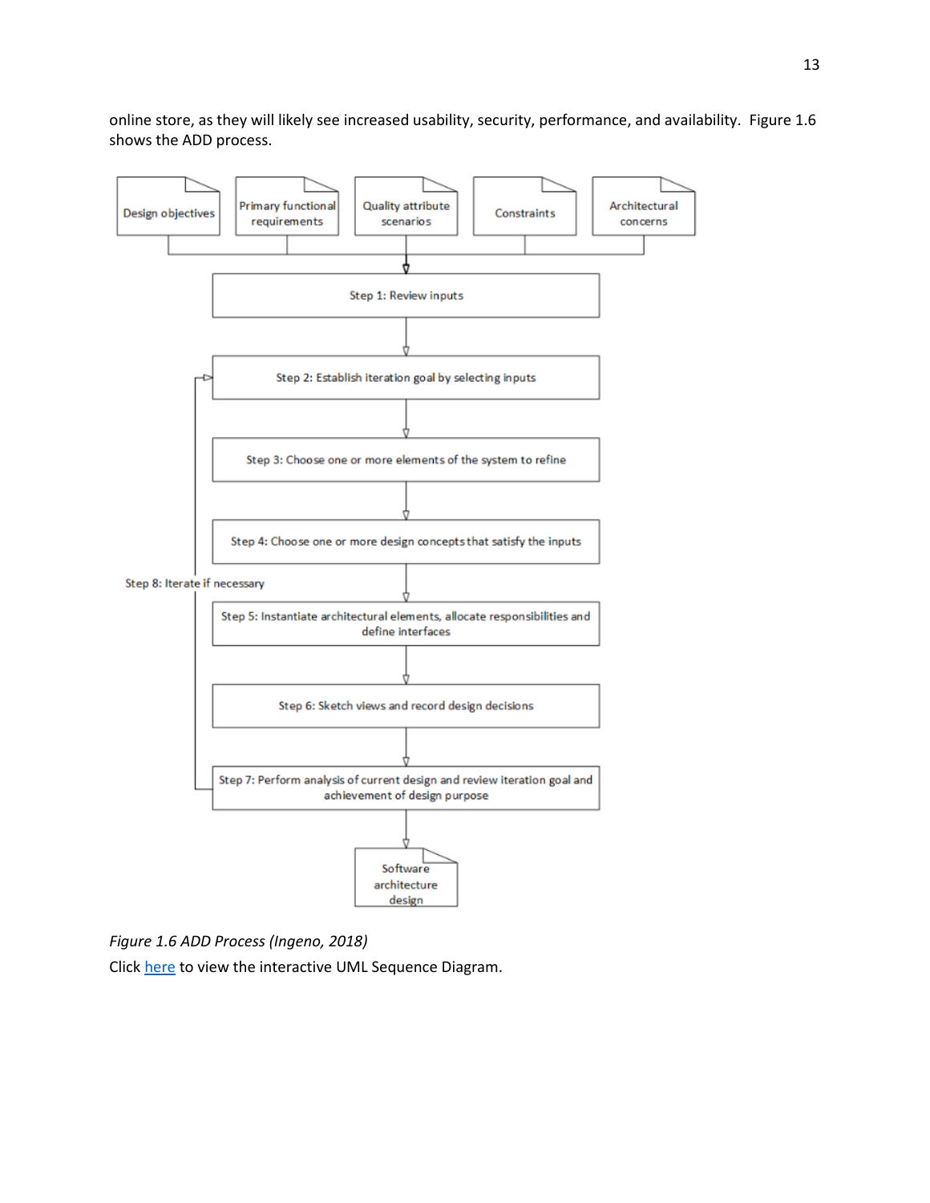online store, as they will likely see increased usability, security, performance, and availability. Figure 1.6 shows the ADD process.

Design objectives | Primary functional requirements | Quality attribute scenarios | Constraints | Architectural concerns

Step 1: Review inputs

Step 2: Establish iteration goal by selecting inputs

Step 3: Choose one or more elements of the system to refine

Step 4: Choose one or more design concepts that satisfy the inputs

Step 5: Instantiate architectural elements, allocate responsibilities and define interfaces

Step 6: Sketch views and record design decisions

Step 7: Perform analysis of current design and review iteration goal and achievement of design purpose

Step 8: Iterate if necessary

Software architecture design

*Figure 1.6 ADD Process (Ingeno, 2018)*

Click here to view the interactive UML Sequence Diagram.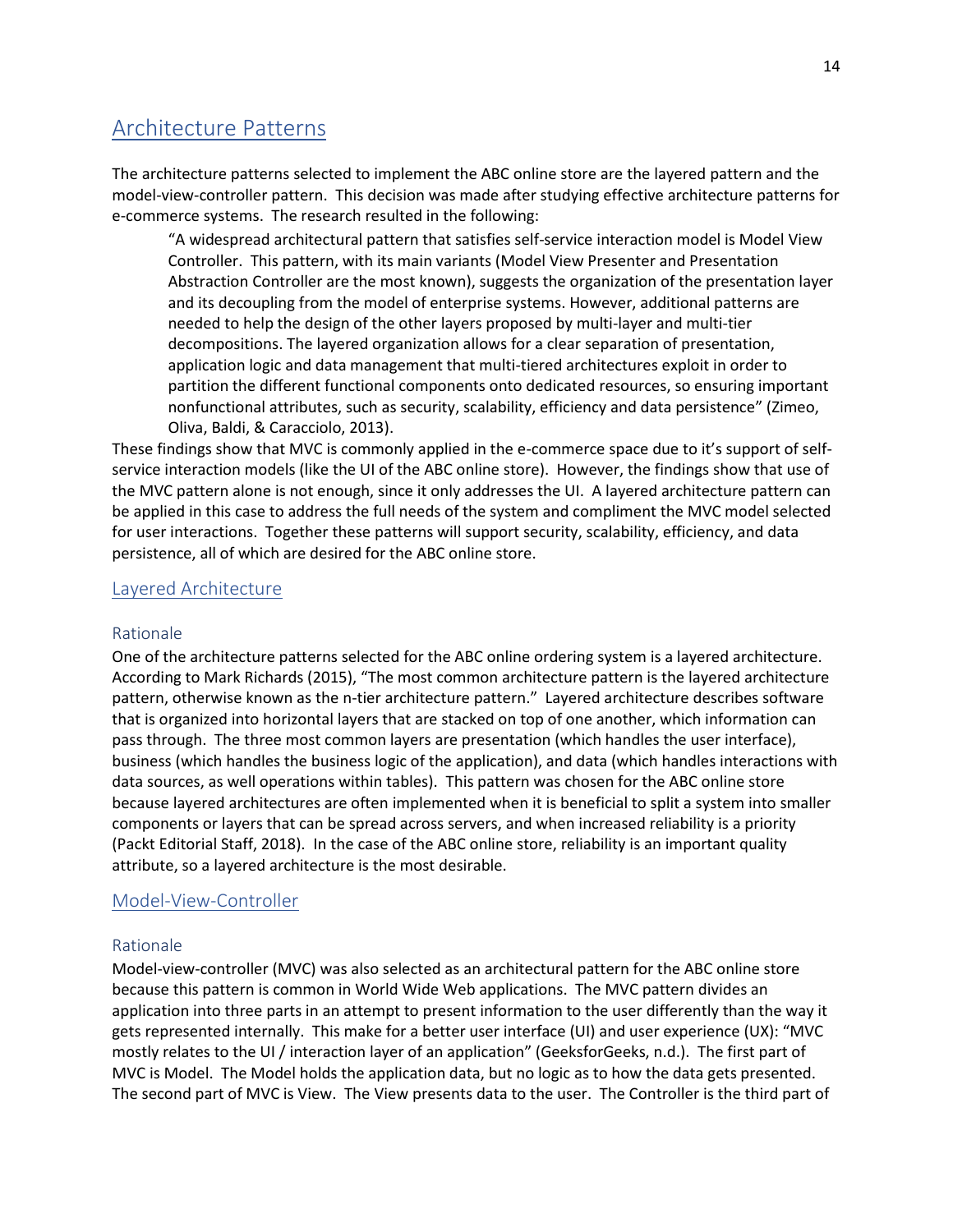# Architecture Patterns

The architecture patterns selected to implement the ABC online store are the layered pattern and the model-view-controller pattern. This decision was made after studying effective architecture patterns for e-commerce systems. The research resulted in the following:

> "A widespread architectural pattern that satisfies self-service interaction model is Model View Controller. This pattern, with its main variants (Model View Presenter and Presentation Abstraction Controller are the most known), suggests the organization of the presentation layer and its decoupling from the model of enterprise systems. However, additional patterns are needed to help the design of the other layers proposed by multi-layer and multi-tier decompositions. The layered organization allows for a clear separation of presentation, application logic and data management that multi-tiered architectures exploit in order to partition the different functional components onto dedicated resources, so ensuring important nonfunctional attributes, such as security, scalability, efficiency and data persistence" (Zimeo, Oliva, Baldi, & Caracciolo, 2013).

These findings show that MVC is commonly applied in the e-commerce space due to it's support of self-service interaction models (like the UI of the ABC online store). However, the findings show that use of the MVC pattern alone is not enough, since it only addresses the UI. A layered architecture pattern can be applied in this case to address the full needs of the system and compliment the MVC model selected for user interactions. Together these patterns will support security, scalability, efficiency, and data persistence, all of which are desired for the ABC online store.

## Layered Architecture

### Rationale

One of the architecture patterns selected for the ABC online ordering system is a layered architecture. According to Mark Richards (2015), "The most common architecture pattern is the layered architecture pattern, otherwise known as the n-tier architecture pattern." Layered architecture describes software that is organized into horizontal layers that are stacked on top of one another, which information can pass through. The three most common layers are presentation (which handles the user interface), business (which handles the business logic of the application), and data (which handles interactions with data sources, as well operations within tables). This pattern was chosen for the ABC online store because layered architectures are often implemented when it is beneficial to split a system into smaller components or layers that can be spread across servers, and when increased reliability is a priority (Packt Editorial Staff, 2018). In the case of the ABC online store, reliability is an important quality attribute, so a layered architecture is the most desirable.

## Model-View-Controller

### Rationale

Model-view-controller (MVC) was also selected as an architectural pattern for the ABC online store because this pattern is common in World Wide Web applications. The MVC pattern divides an application into three parts in an attempt to present information to the user differently than the way it gets represented internally. This make for a better user interface (UI) and user experience (UX): "MVC mostly relates to the UI / interaction layer of an application" (GeeksforGeeks, n.d.). The first part of MVC is Model. The Model holds the application data, but no logic as to how the data gets presented. The second part of MVC is View. The View presents data to the user. The Controller is the third part of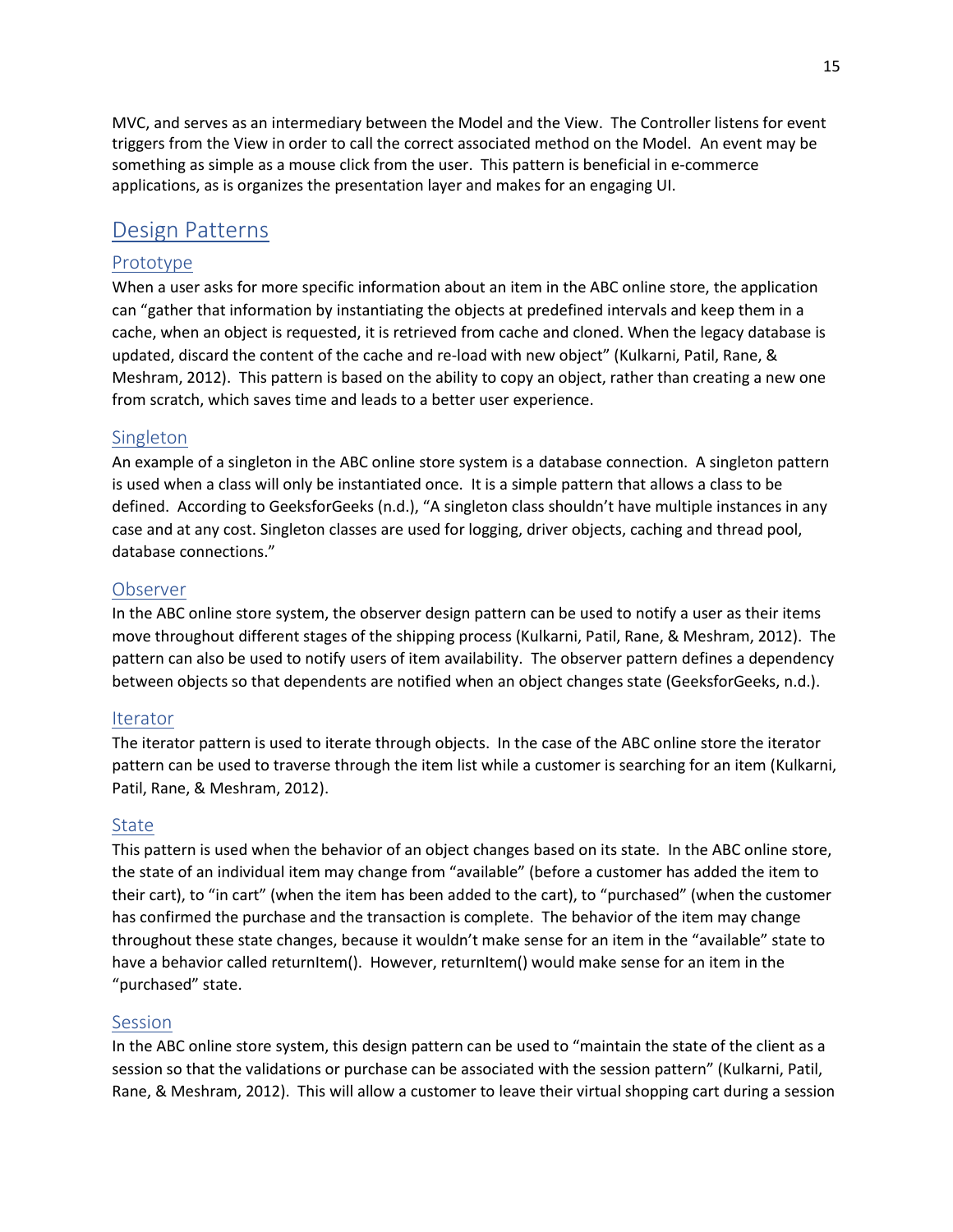MVC, and serves as an intermediary between the Model and the View. The Controller listens for event triggers from the View in order to call the correct associated method on the Model. An event may be something as simple as a mouse click from the user. This pattern is beneficial in e-commerce applications, as is organizes the presentation layer and makes for an engaging UI.

## Design Patterns

### Prototype

When a user asks for more specific information about an item in the ABC online store, the application can "gather that information by instantiating the objects at predefined intervals and keep them in a cache, when an object is requested, it is retrieved from cache and cloned. When the legacy database is updated, discard the content of the cache and re-load with new object" (Kulkarni, Patil, Rane, & Meshram, 2012). This pattern is based on the ability to copy an object, rather than creating a new one from scratch, which saves time and leads to a better user experience.

### Singleton

An example of a singleton in the ABC online store system is a database connection. A singleton pattern is used when a class will only be instantiated once. It is a simple pattern that allows a class to be defined. According to GeeksforGeeks (n.d.), "A singleton class shouldn't have multiple instances in any case and at any cost. Singleton classes are used for logging, driver objects, caching and thread pool, database connections."

### Observer

In the ABC online store system, the observer design pattern can be used to notify a user as their items move throughout different stages of the shipping process (Kulkarni, Patil, Rane, & Meshram, 2012). The pattern can also be used to notify users of item availability. The observer pattern defines a dependency between objects so that dependents are notified when an object changes state (GeeksforGeeks, n.d.).

### Iterator

The iterator pattern is used to iterate through objects. In the case of the ABC online store the iterator pattern can be used to traverse through the item list while a customer is searching for an item (Kulkarni, Patil, Rane, & Meshram, 2012).

### State

This pattern is used when the behavior of an object changes based on its state. In the ABC online store, the state of an individual item may change from "available" (before a customer has added the item to their cart), to "in cart" (when the item has been added to the cart), to "purchased" (when the customer has confirmed the purchase and the transaction is complete. The behavior of the item may change throughout these state changes, because it wouldn't make sense for an item in the "available" state to have a behavior called returnItem(). However, returnItem() would make sense for an item in the "purchased" state.

### Session

In the ABC online store system, this design pattern can be used to "maintain the state of the client as a session so that the validations or purchase can be associated with the session pattern" (Kulkarni, Patil, Rane, & Meshram, 2012). This will allow a customer to leave their virtual shopping cart during a session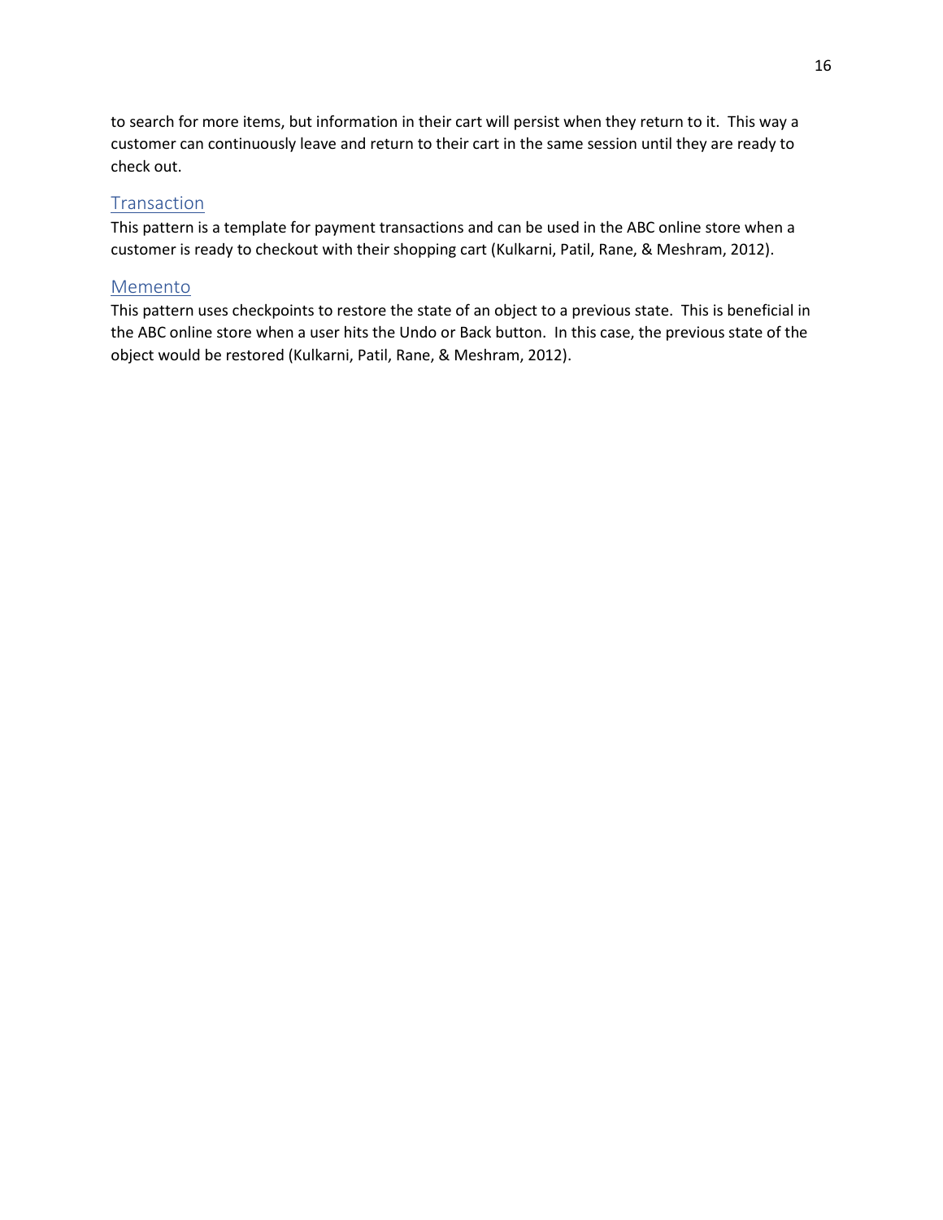to search for more items, but information in their cart will persist when they return to it. This way a customer can continuously leave and return to their cart in the same session until they are ready to check out.

## Transaction

This pattern is a template for payment transactions and can be used in the ABC online store when a customer is ready to checkout with their shopping cart (Kulkarni, Patil, Rane, & Meshram, 2012).

## Memento

This pattern uses checkpoints to restore the state of an object to a previous state. This is beneficial in the ABC online store when a user hits the Undo or Back button. In this case, the previous state of the object would be restored (Kulkarni, Patil, Rane, & Meshram, 2012).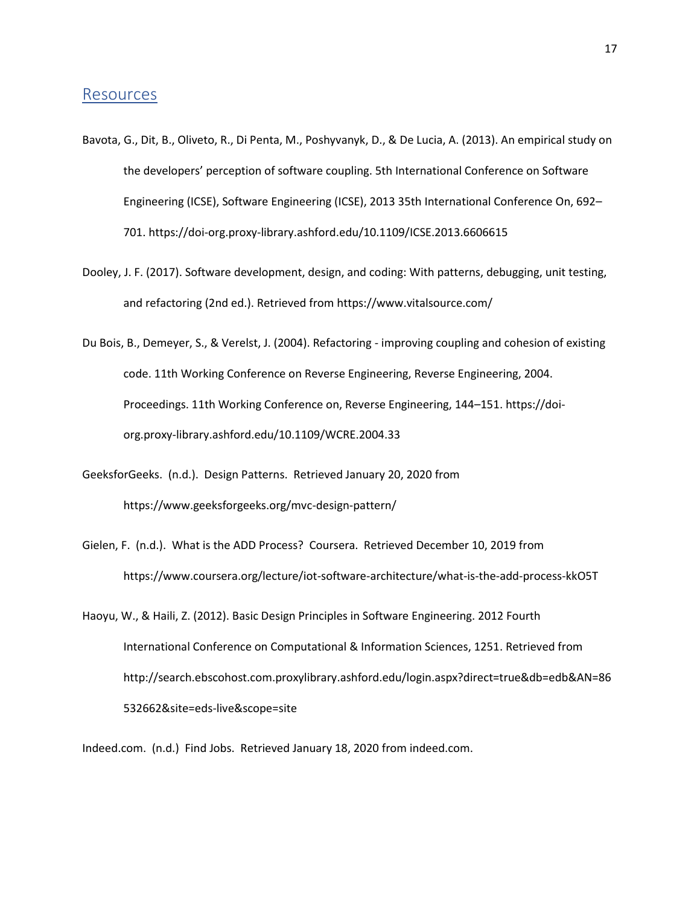## Resources

Bavota, G., Dit, B., Oliveto, R., Di Penta, M., Poshyvanyk, D., & De Lucia, A. (2013). An empirical study on the developers' perception of software coupling. 5th International Conference on Software Engineering (ICSE), Software Engineering (ICSE), 2013 35th International Conference On, 692–701. https://doi-org.proxy-library.ashford.edu/10.1109/ICSE.2013.6606615

Dooley, J. F. (2017). Software development, design, and coding: With patterns, debugging, unit testing, and refactoring (2nd ed.). Retrieved from https://www.vitalsource.com/

Du Bois, B., Demeyer, S., & Verelst, J. (2004). Refactoring - improving coupling and cohesion of existing code. 11th Working Conference on Reverse Engineering, Reverse Engineering, 2004. Proceedings. 11th Working Conference on, Reverse Engineering, 144–151. https://doi-org.proxy-library.ashford.edu/10.1109/WCRE.2004.33

GeeksforGeeks. (n.d.). Design Patterns. Retrieved January 20, 2020 from https://www.geeksforgeeks.org/mvc-design-pattern/

Gielen, F. (n.d.). What is the ADD Process? Coursera. Retrieved December 10, 2019 from https://www.coursera.org/lecture/iot-software-architecture/what-is-the-add-process-kkO5T

Haoyu, W., & Haili, Z. (2012). Basic Design Principles in Software Engineering. 2012 Fourth International Conference on Computational & Information Sciences, 1251. Retrieved from http://search.ebscohost.com.proxylibrary.ashford.edu/login.aspx?direct=true&db=edb&AN=86532662&site=eds-live&scope=site

Indeed.com. (n.d.) Find Jobs. Retrieved January 18, 2020 from indeed.com.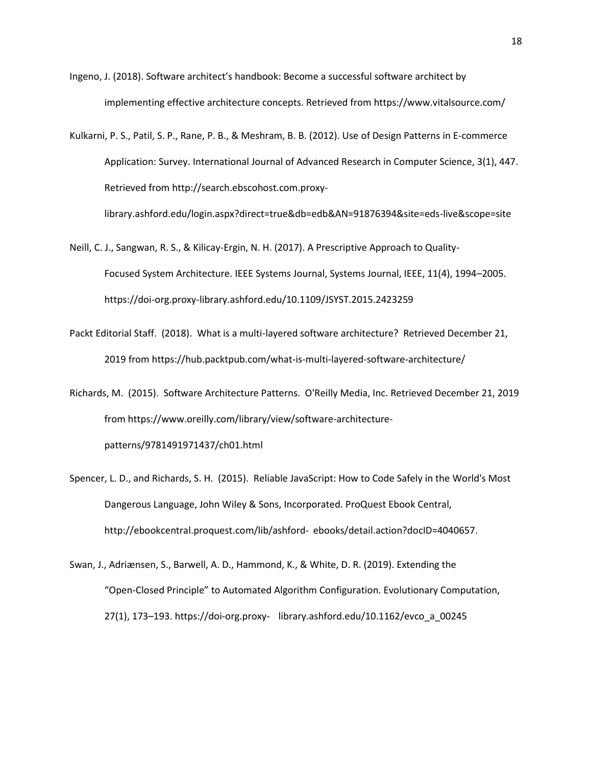Ingeno, J. (2018). Software architect's handbook: Become a successful software architect by implementing effective architecture concepts. Retrieved from https://www.vitalsource.com/

Kulkarni, P. S., Patil, S. P., Rane, P. B., & Meshram, B. B. (2012). Use of Design Patterns in E-commerce Application: Survey. International Journal of Advanced Research in Computer Science, 3(1), 447. Retrieved from http://search.ebscohost.com.proxy-library.ashford.edu/login.aspx?direct=true&db=edb&AN=91876394&site=eds-live&scope=site

Neill, C. J., Sangwan, R. S., & Kilicay-Ergin, N. H. (2017). A Prescriptive Approach to Quality-Focused System Architecture. IEEE Systems Journal, Systems Journal, IEEE, 11(4), 1994–2005. https://doi-org.proxy-library.ashford.edu/10.1109/JSYST.2015.2423259

Packt Editorial Staff. (2018). What is a multi-layered software architecture? Retrieved December 21, 2019 from https://hub.packtpub.com/what-is-multi-layered-software-architecture/

Richards, M. (2015). Software Architecture Patterns. O'Reilly Media, Inc. Retrieved December 21, 2019 from https://www.oreilly.com/library/view/software-architecture-patterns/9781491971437/ch01.html

Spencer, L. D., and Richards, S. H. (2015). Reliable JavaScript: How to Code Safely in the World's Most Dangerous Language, John Wiley & Sons, Incorporated. ProQuest Ebook Central, http://ebookcentral.proquest.com/lib/ashford- ebooks/detail.action?docID=4040657.

Swan, J., Adriænsen, S., Barwell, A. D., Hammond, K., & White, D. R. (2019). Extending the "Open-Closed Principle" to Automated Algorithm Configuration. Evolutionary Computation, 27(1), 173–193. https://doi-org.proxy- library.ashford.edu/10.1162/evco_a_00245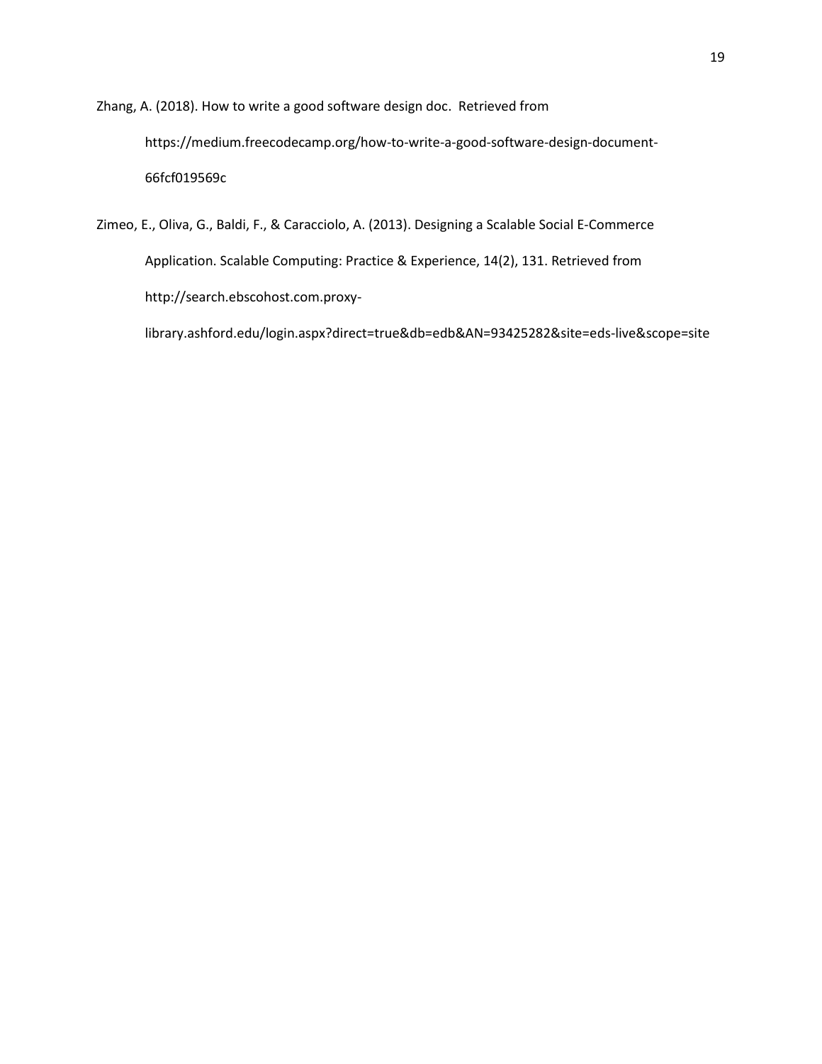Zhang, A. (2018). How to write a good software design doc. Retrieved from https://medium.freecodecamp.org/how-to-write-a-good-software-design-document-66fcf019569c

Zimeo, E., Oliva, G., Baldi, F., & Caracciolo, A. (2013). Designing a Scalable Social E-Commerce Application. Scalable Computing: Practice & Experience, 14(2), 131. Retrieved from http://search.ebscohost.com.proxy-library.ashford.edu/login.aspx?direct=true&db=edb&AN=93425282&site=eds-live&scope=site